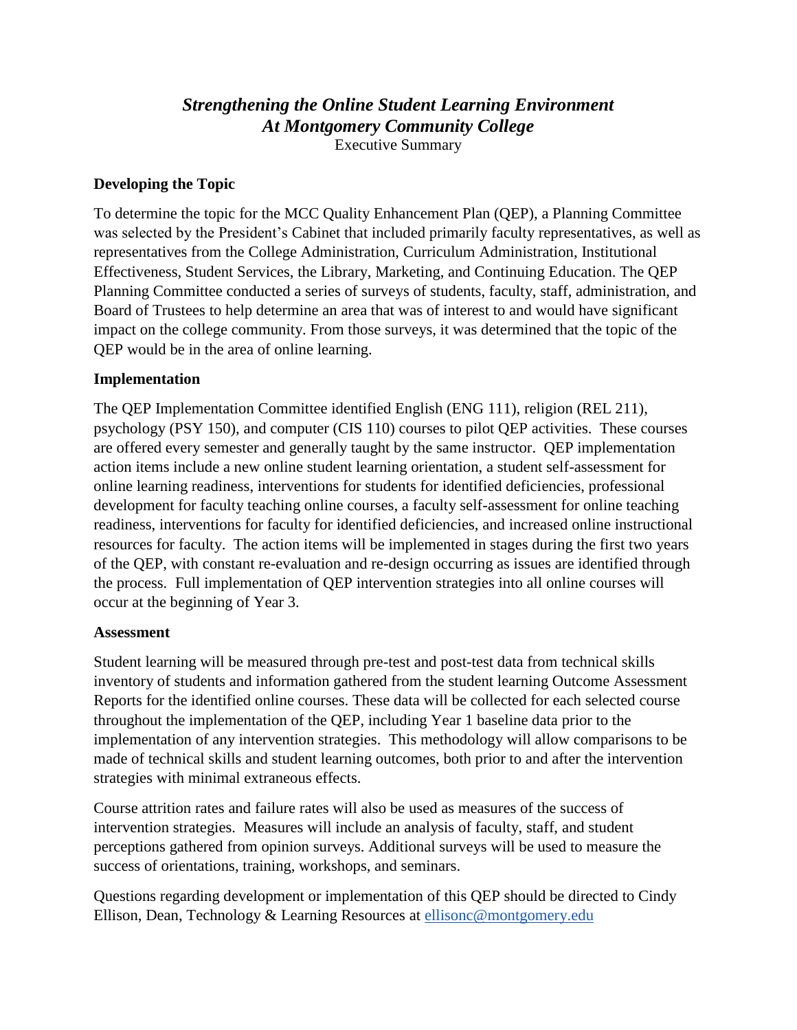# *Strengthening the Online Student Learning Environment At Montgomery Community College*

Executive Summary

### Developing the Topic

To determine the topic for the MCC Quality Enhancement Plan (QEP), a Planning Committee was selected by the President's Cabinet that included primarily faculty representatives, as well as representatives from the College Administration, Curriculum Administration, Institutional Effectiveness, Student Services, the Library, Marketing, and Continuing Education. The QEP Planning Committee conducted a series of surveys of students, faculty, staff, administration, and Board of Trustees to help determine an area that was of interest to and would have significant impact on the college community. From those surveys, it was determined that the topic of the QEP would be in the area of online learning.

### Implementation

The QEP Implementation Committee identified English (ENG 111), religion (REL 211), psychology (PSY 150), and computer (CIS 110) courses to pilot QEP activities. These courses are offered every semester and generally taught by the same instructor. QEP implementation action items include a new online student learning orientation, a student self-assessment for online learning readiness, interventions for students for identified deficiencies, professional development for faculty teaching online courses, a faculty self-assessment for online teaching readiness, interventions for faculty for identified deficiencies, and increased online instructional resources for faculty. The action items will be implemented in stages during the first two years of the QEP, with constant re-evaluation and re-design occurring as issues are identified through the process. Full implementation of QEP intervention strategies into all online courses will occur at the beginning of Year 3.

### Assessment

Student learning will be measured through pre-test and post-test data from technical skills inventory of students and information gathered from the student learning Outcome Assessment Reports for the identified online courses. These data will be collected for each selected course throughout the implementation of the QEP, including Year 1 baseline data prior to the implementation of any intervention strategies. This methodology will allow comparisons to be made of technical skills and student learning outcomes, both prior to and after the intervention strategies with minimal extraneous effects.

Course attrition rates and failure rates will also be used as measures of the success of intervention strategies. Measures will include an analysis of faculty, staff, and student perceptions gathered from opinion surveys. Additional surveys will be used to measure the success of orientations, training, workshops, and seminars.

Questions regarding development or implementation of this QEP should be directed to Cindy Ellison, Dean, Technology & Learning Resources at [ellisonc@montgomery.edu](mailto:ellisonc@montgomery.edu)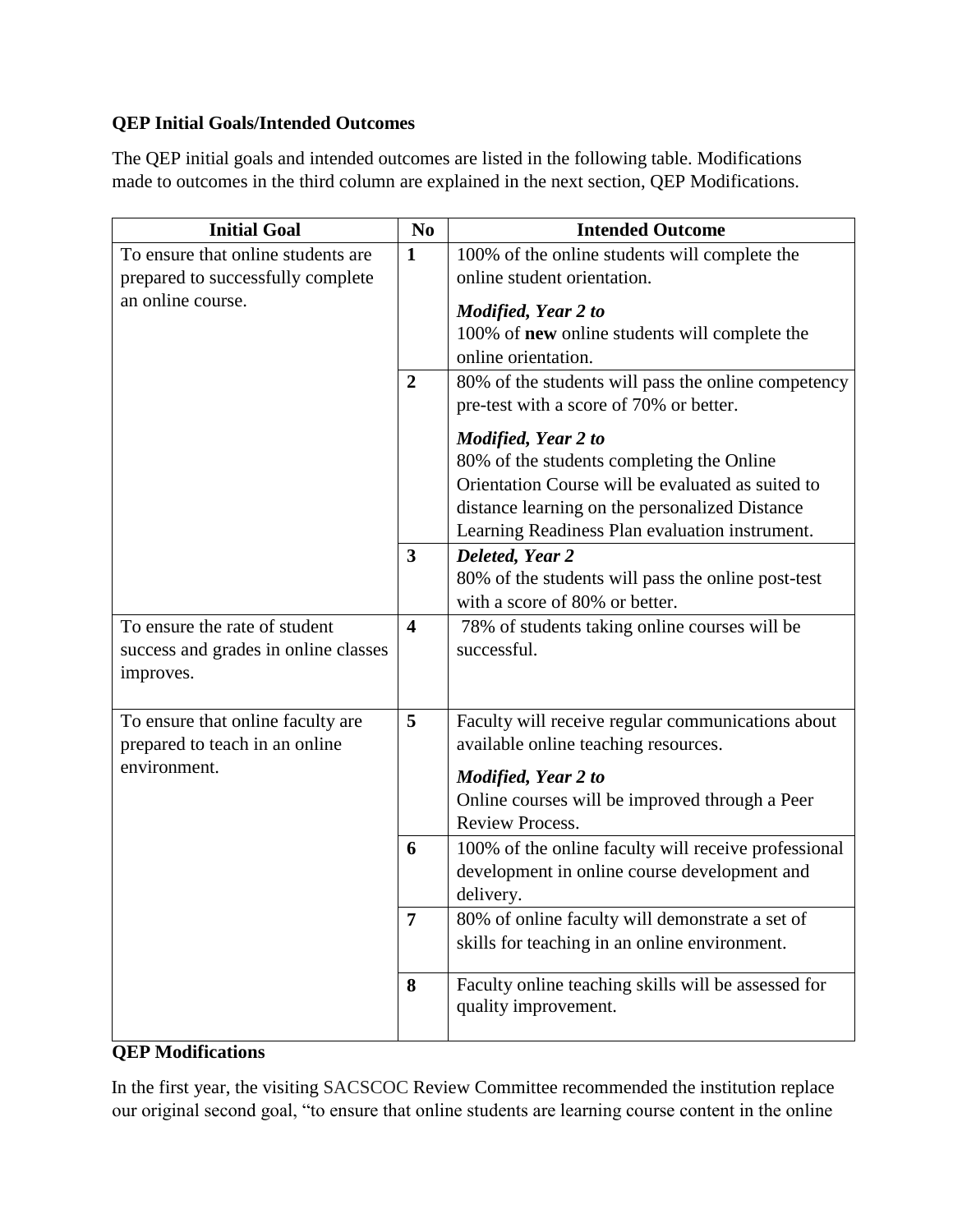**QEP Initial Goals/Intended Outcomes**

The QEP initial goals and intended outcomes are listed in the following table. Modifications made to outcomes in the third column are explained in the next section, QEP Modifications.

| Initial Goal | No | Intended Outcome |
|---|---|---|
| To ensure that online students are prepared to successfully complete an online course. | **1** | 100% of the online students will complete the online student orientation.<br>***Modified, Year 2 to***<br>100% of **new** online students will complete the online orientation. |
| | **2** | 80% of the students will pass the online competency pre-test with a score of 70% or better.<br>***Modified, Year 2 to***<br>80% of the students completing the Online Orientation Course will be evaluated as suited to distance learning on the personalized Distance Learning Readiness Plan evaluation instrument. |
| | **3** | ***Deleted, Year 2***<br>80% of the students will pass the online post-test with a score of 80% or better. |
| To ensure the rate of student success and grades in online classes improves. | **4** | 78% of students taking online courses will be successful. |
| To ensure that online faculty are prepared to teach in an online environment. | **5** | Faculty will receive regular communications about available online teaching resources.<br>***Modified, Year 2 to***<br>Online courses will be improved through a Peer Review Process. |
| | **6** | 100% of the online faculty will receive professional development in online course development and delivery. |
| | **7** | 80% of online faculty will demonstrate a set of skills for teaching in an online environment. |
| | **8** | Faculty online teaching skills will be assessed for quality improvement. |

**QEP Modifications**

In the first year, the visiting SACSCOC Review Committee recommended the institution replace our original second goal, "to ensure that online students are learning course content in the online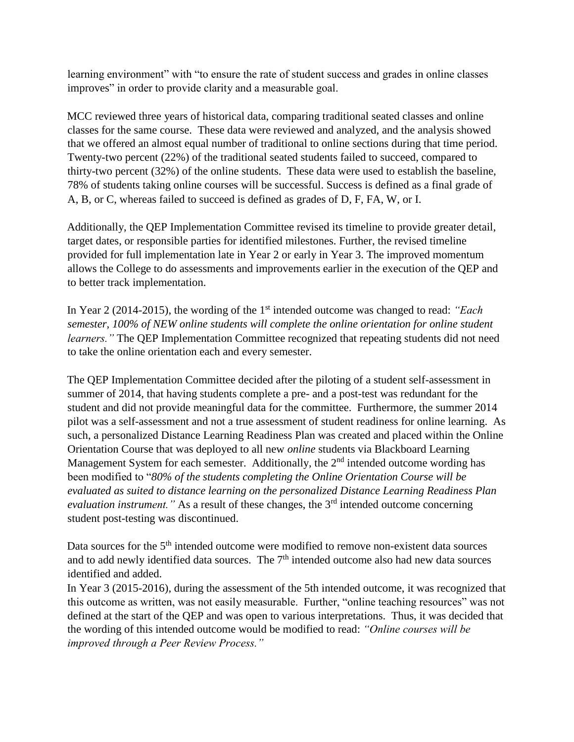learning environment" with "to ensure the rate of student success and grades in online classes improves" in order to provide clarity and a measurable goal.

MCC reviewed three years of historical data, comparing traditional seated classes and online classes for the same course. These data were reviewed and analyzed, and the analysis showed that we offered an almost equal number of traditional to online sections during that time period. Twenty-two percent (22%) of the traditional seated students failed to succeed, compared to thirty-two percent (32%) of the online students. These data were used to establish the baseline, 78% of students taking online courses will be successful. Success is defined as a final grade of A, B, or C, whereas failed to succeed is defined as grades of D, F, FA, W, or I.

Additionally, the QEP Implementation Committee revised its timeline to provide greater detail, target dates, or responsible parties for identified milestones. Further, the revised timeline provided for full implementation late in Year 2 or early in Year 3. The improved momentum allows the College to do assessments and improvements earlier in the execution of the QEP and to better track implementation.

In Year 2 (2014-2015), the wording of the 1st intended outcome was changed to read: *"Each semester, 100% of NEW online students will complete the online orientation for online student learners."* The QEP Implementation Committee recognized that repeating students did not need to take the online orientation each and every semester.

The QEP Implementation Committee decided after the piloting of a student self-assessment in summer of 2014, that having students complete a pre- and a post-test was redundant for the student and did not provide meaningful data for the committee. Furthermore, the summer 2014 pilot was a self-assessment and not a true assessment of student readiness for online learning. As such, a personalized Distance Learning Readiness Plan was created and placed within the Online Orientation Course that was deployed to all new *online* students via Blackboard Learning Management System for each semester. Additionally, the 2nd intended outcome wording has been modified to "*80% of the students completing the Online Orientation Course will be evaluated as suited to distance learning on the personalized Distance Learning Readiness Plan evaluation instrument."* As a result of these changes, the 3rd intended outcome concerning student post-testing was discontinued.

Data sources for the 5th intended outcome were modified to remove non-existent data sources and to add newly identified data sources. The 7th intended outcome also had new data sources identified and added.

In Year 3 (2015-2016), during the assessment of the 5th intended outcome, it was recognized that this outcome as written, was not easily measurable. Further, "online teaching resources" was not defined at the start of the QEP and was open to various interpretations. Thus, it was decided that the wording of this intended outcome would be modified to read: *"Online courses will be improved through a Peer Review Process."*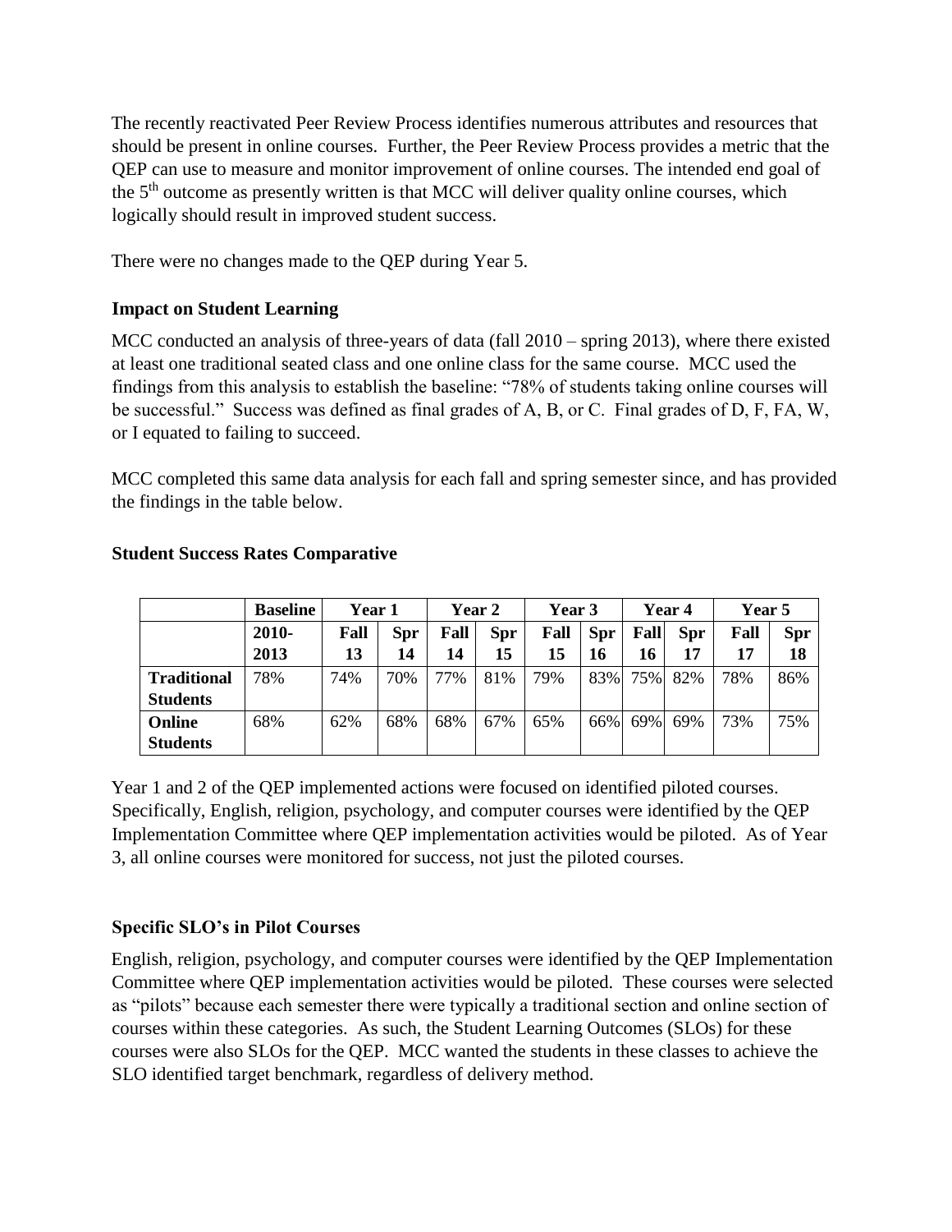The recently reactivated Peer Review Process identifies numerous attributes and resources that should be present in online courses. Further, the Peer Review Process provides a metric that the QEP can use to measure and monitor improvement of online courses. The intended end goal of the 5th outcome as presently written is that MCC will deliver quality online courses, which logically should result in improved student success.

There were no changes made to the QEP during Year 5.

### Impact on Student Learning

MCC conducted an analysis of three-years of data (fall 2010 – spring 2013), where there existed at least one traditional seated class and one online class for the same course. MCC used the findings from this analysis to establish the baseline: "78% of students taking online courses will be successful." Success was defined as final grades of A, B, or C. Final grades of D, F, FA, W, or I equated to failing to succeed.

MCC completed this same data analysis for each fall and spring semester since, and has provided the findings in the table below.

### Student Success Rates Comparative

| | **Baseline** | **Year 1** | | **Year 2** | | **Year 3** | | **Year 4** | | **Year 5** | |
|---|---|---|---|---|---|---|---|---|---|---|---|
| | **2010-2013** | **Fall 13** | **Spr 14** | **Fall 14** | **Spr 15** | **Fall 15** | **Spr 16** | **Fall 16** | **Spr 17** | **Fall 17** | **Spr 18** |
| **Traditional Students** | 78% | 74% | 70% | 77% | 81% | 79% | 83% | 75% | 82% | 78% | 86% |
| **Online Students** | 68% | 62% | 68% | 68% | 67% | 65% | 66% | 69% | 69% | 73% | 75% |

Year 1 and 2 of the QEP implemented actions were focused on identified piloted courses. Specifically, English, religion, psychology, and computer courses were identified by the QEP Implementation Committee where QEP implementation activities would be piloted. As of Year 3, all online courses were monitored for success, not just the piloted courses.

### Specific SLO's in Pilot Courses

English, religion, psychology, and computer courses were identified by the QEP Implementation Committee where QEP implementation activities would be piloted. These courses were selected as "pilots" because each semester there were typically a traditional section and online section of courses within these categories. As such, the Student Learning Outcomes (SLOs) for these courses were also SLOs for the QEP. MCC wanted the students in these classes to achieve the SLO identified target benchmark, regardless of delivery method.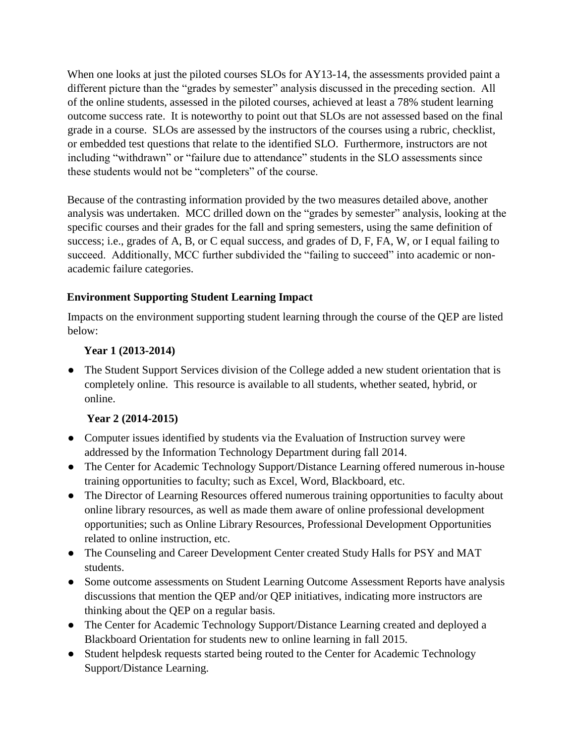When one looks at just the piloted courses SLOs for AY13-14, the assessments provided paint a different picture than the "grades by semester" analysis discussed in the preceding section. All of the online students, assessed in the piloted courses, achieved at least a 78% student learning outcome success rate. It is noteworthy to point out that SLOs are not assessed based on the final grade in a course. SLOs are assessed by the instructors of the courses using a rubric, checklist, or embedded test questions that relate to the identified SLO. Furthermore, instructors are not including "withdrawn" or "failure due to attendance" students in the SLO assessments since these students would not be "completers" of the course.

Because of the contrasting information provided by the two measures detailed above, another analysis was undertaken. MCC drilled down on the "grades by semester" analysis, looking at the specific courses and their grades for the fall and spring semesters, using the same definition of success; i.e., grades of A, B, or C equal success, and grades of D, F, FA, W, or I equal failing to succeed. Additionally, MCC further subdivided the "failing to succeed" into academic or non-academic failure categories.

### Environment Supporting Student Learning Impact

Impacts on the environment supporting student learning through the course of the QEP are listed below:

**Year 1 (2013-2014)**

- The Student Support Services division of the College added a new student orientation that is completely online. This resource is available to all students, whether seated, hybrid, or online.

**Year 2 (2014-2015)**

- Computer issues identified by students via the Evaluation of Instruction survey were addressed by the Information Technology Department during fall 2014.
- The Center for Academic Technology Support/Distance Learning offered numerous in-house training opportunities to faculty; such as Excel, Word, Blackboard, etc.
- The Director of Learning Resources offered numerous training opportunities to faculty about online library resources, as well as made them aware of online professional development opportunities; such as Online Library Resources, Professional Development Opportunities related to online instruction, etc.
- The Counseling and Career Development Center created Study Halls for PSY and MAT students.
- Some outcome assessments on Student Learning Outcome Assessment Reports have analysis discussions that mention the QEP and/or QEP initiatives, indicating more instructors are thinking about the QEP on a regular basis.
- The Center for Academic Technology Support/Distance Learning created and deployed a Blackboard Orientation for students new to online learning in fall 2015.
- Student helpdesk requests started being routed to the Center for Academic Technology Support/Distance Learning.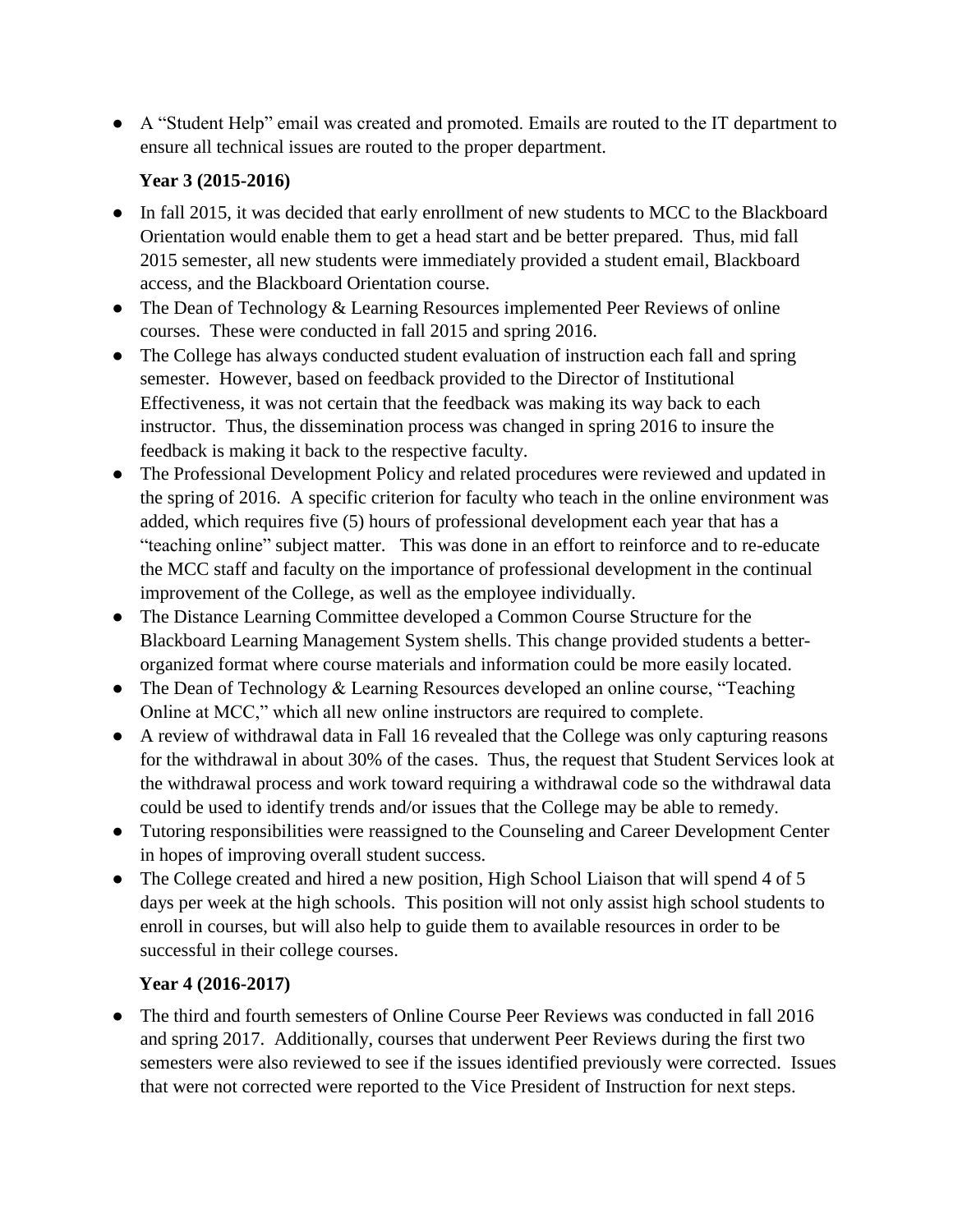- A "Student Help" email was created and promoted. Emails are routed to the IT department to ensure all technical issues are routed to the proper department.

**Year 3 (2015-2016)**

- In fall 2015, it was decided that early enrollment of new students to MCC to the Blackboard Orientation would enable them to get a head start and be better prepared. Thus, mid fall 2015 semester, all new students were immediately provided a student email, Blackboard access, and the Blackboard Orientation course.
- The Dean of Technology & Learning Resources implemented Peer Reviews of online courses. These were conducted in fall 2015 and spring 2016.
- The College has always conducted student evaluation of instruction each fall and spring semester. However, based on feedback provided to the Director of Institutional Effectiveness, it was not certain that the feedback was making its way back to each instructor. Thus, the dissemination process was changed in spring 2016 to insure the feedback is making it back to the respective faculty.
- The Professional Development Policy and related procedures were reviewed and updated in the spring of 2016. A specific criterion for faculty who teach in the online environment was added, which requires five (5) hours of professional development each year that has a "teaching online" subject matter. This was done in an effort to reinforce and to re-educate the MCC staff and faculty on the importance of professional development in the continual improvement of the College, as well as the employee individually.
- The Distance Learning Committee developed a Common Course Structure for the Blackboard Learning Management System shells. This change provided students a better-organized format where course materials and information could be more easily located.
- The Dean of Technology & Learning Resources developed an online course, "Teaching Online at MCC," which all new online instructors are required to complete.
- A review of withdrawal data in Fall 16 revealed that the College was only capturing reasons for the withdrawal in about 30% of the cases. Thus, the request that Student Services look at the withdrawal process and work toward requiring a withdrawal code so the withdrawal data could be used to identify trends and/or issues that the College may be able to remedy.
- Tutoring responsibilities were reassigned to the Counseling and Career Development Center in hopes of improving overall student success.
- The College created and hired a new position, High School Liaison that will spend 4 of 5 days per week at the high schools. This position will not only assist high school students to enroll in courses, but will also help to guide them to available resources in order to be successful in their college courses.

**Year 4 (2016-2017)**

- The third and fourth semesters of Online Course Peer Reviews was conducted in fall 2016 and spring 2017. Additionally, courses that underwent Peer Reviews during the first two semesters were also reviewed to see if the issues identified previously were corrected. Issues that were not corrected were reported to the Vice President of Instruction for next steps.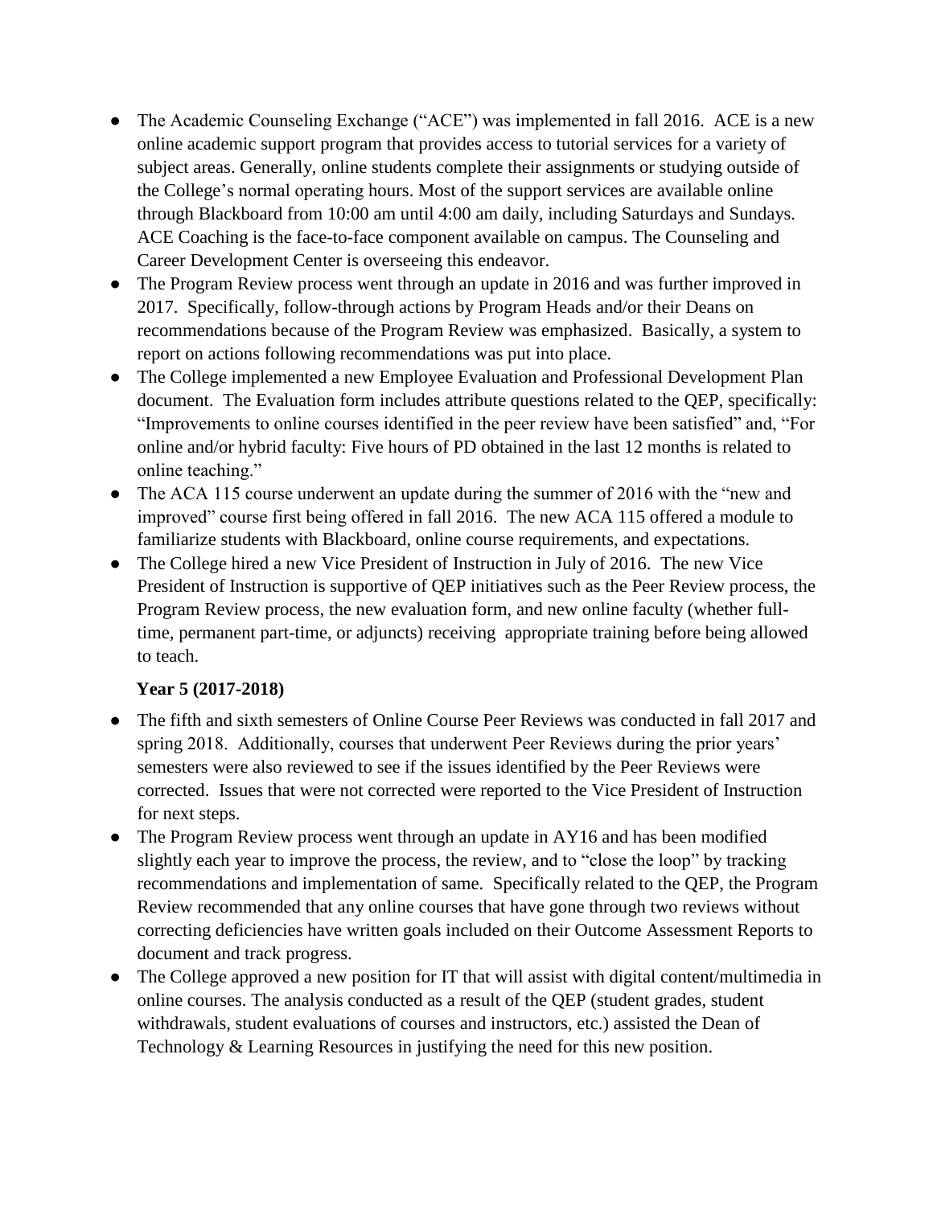- The Academic Counseling Exchange ("ACE") was implemented in fall 2016. ACE is a new online academic support program that provides access to tutorial services for a variety of subject areas. Generally, online students complete their assignments or studying outside of the College's normal operating hours. Most of the support services are available online through Blackboard from 10:00 am until 4:00 am daily, including Saturdays and Sundays. ACE Coaching is the face-to-face component available on campus. The Counseling and Career Development Center is overseeing this endeavor.
- The Program Review process went through an update in 2016 and was further improved in 2017. Specifically, follow-through actions by Program Heads and/or their Deans on recommendations because of the Program Review was emphasized. Basically, a system to report on actions following recommendations was put into place.
- The College implemented a new Employee Evaluation and Professional Development Plan document. The Evaluation form includes attribute questions related to the QEP, specifically: "Improvements to online courses identified in the peer review have been satisfied" and, "For online and/or hybrid faculty: Five hours of PD obtained in the last 12 months is related to online teaching."
- The ACA 115 course underwent an update during the summer of 2016 with the "new and improved" course first being offered in fall 2016. The new ACA 115 offered a module to familiarize students with Blackboard, online course requirements, and expectations.
- The College hired a new Vice President of Instruction in July of 2016. The new Vice President of Instruction is supportive of QEP initiatives such as the Peer Review process, the Program Review process, the new evaluation form, and new online faculty (whether full-time, permanent part-time, or adjuncts) receiving appropriate training before being allowed to teach.

**Year 5 (2017-2018)**

- The fifth and sixth semesters of Online Course Peer Reviews was conducted in fall 2017 and spring 2018. Additionally, courses that underwent Peer Reviews during the prior years' semesters were also reviewed to see if the issues identified by the Peer Reviews were corrected. Issues that were not corrected were reported to the Vice President of Instruction for next steps.
- The Program Review process went through an update in AY16 and has been modified slightly each year to improve the process, the review, and to "close the loop" by tracking recommendations and implementation of same. Specifically related to the QEP, the Program Review recommended that any online courses that have gone through two reviews without correcting deficiencies have written goals included on their Outcome Assessment Reports to document and track progress.
- The College approved a new position for IT that will assist with digital content/multimedia in online courses. The analysis conducted as a result of the QEP (student grades, student withdrawals, student evaluations of courses and instructors, etc.) assisted the Dean of Technology & Learning Resources in justifying the need for this new position.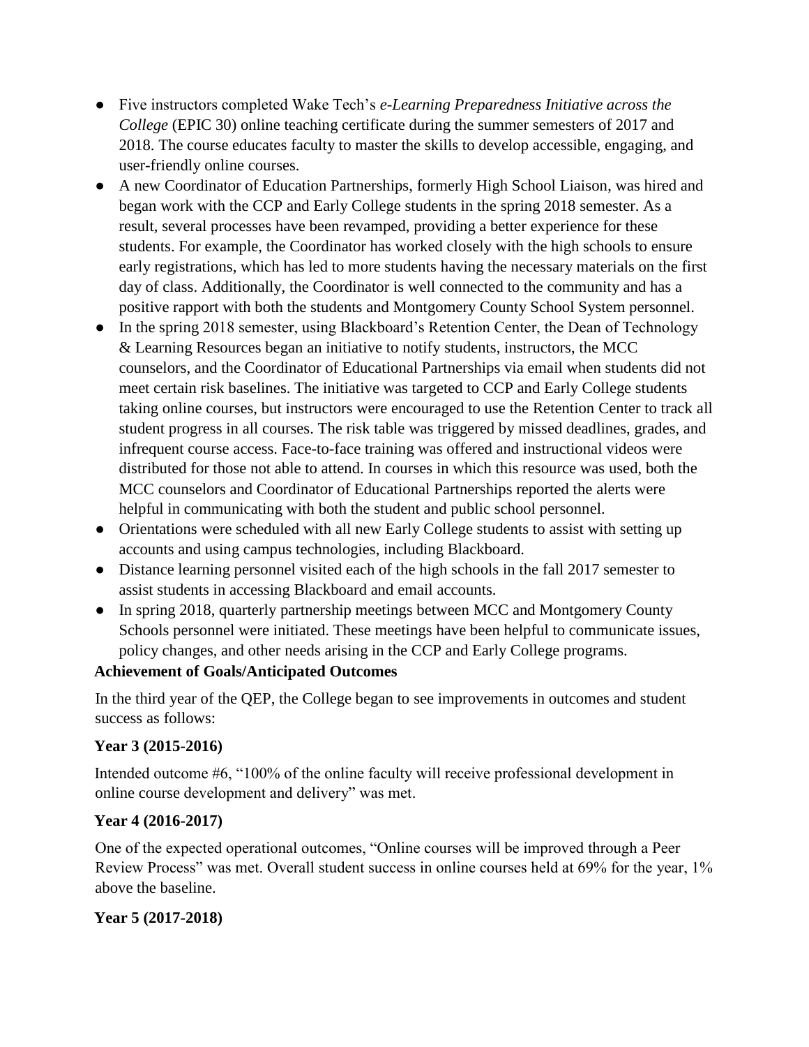- Five instructors completed Wake Tech's *e-Learning Preparedness Initiative across the College* (EPIC 30) online teaching certificate during the summer semesters of 2017 and 2018. The course educates faculty to master the skills to develop accessible, engaging, and user-friendly online courses.
- A new Coordinator of Education Partnerships, formerly High School Liaison, was hired and began work with the CCP and Early College students in the spring 2018 semester. As a result, several processes have been revamped, providing a better experience for these students. For example, the Coordinator has worked closely with the high schools to ensure early registrations, which has led to more students having the necessary materials on the first day of class. Additionally, the Coordinator is well connected to the community and has a positive rapport with both the students and Montgomery County School System personnel.
- In the spring 2018 semester, using Blackboard's Retention Center, the Dean of Technology & Learning Resources began an initiative to notify students, instructors, the MCC counselors, and the Coordinator of Educational Partnerships via email when students did not meet certain risk baselines. The initiative was targeted to CCP and Early College students taking online courses, but instructors were encouraged to use the Retention Center to track all student progress in all courses. The risk table was triggered by missed deadlines, grades, and infrequent course access. Face-to-face training was offered and instructional videos were distributed for those not able to attend. In courses in which this resource was used, both the MCC counselors and Coordinator of Educational Partnerships reported the alerts were helpful in communicating with both the student and public school personnel.
- Orientations were scheduled with all new Early College students to assist with setting up accounts and using campus technologies, including Blackboard.
- Distance learning personnel visited each of the high schools in the fall 2017 semester to assist students in accessing Blackboard and email accounts.
- In spring 2018, quarterly partnership meetings between MCC and Montgomery County Schools personnel were initiated. These meetings have been helpful to communicate issues, policy changes, and other needs arising in the CCP and Early College programs.

**Achievement of Goals/Anticipated Outcomes**

In the third year of the QEP, the College began to see improvements in outcomes and student success as follows:

**Year 3 (2015-2016)**

Intended outcome #6, "100% of the online faculty will receive professional development in online course development and delivery" was met.

**Year 4 (2016-2017)**

One of the expected operational outcomes, "Online courses will be improved through a Peer Review Process" was met. Overall student success in online courses held at 69% for the year, 1% above the baseline.

**Year 5 (2017-2018)**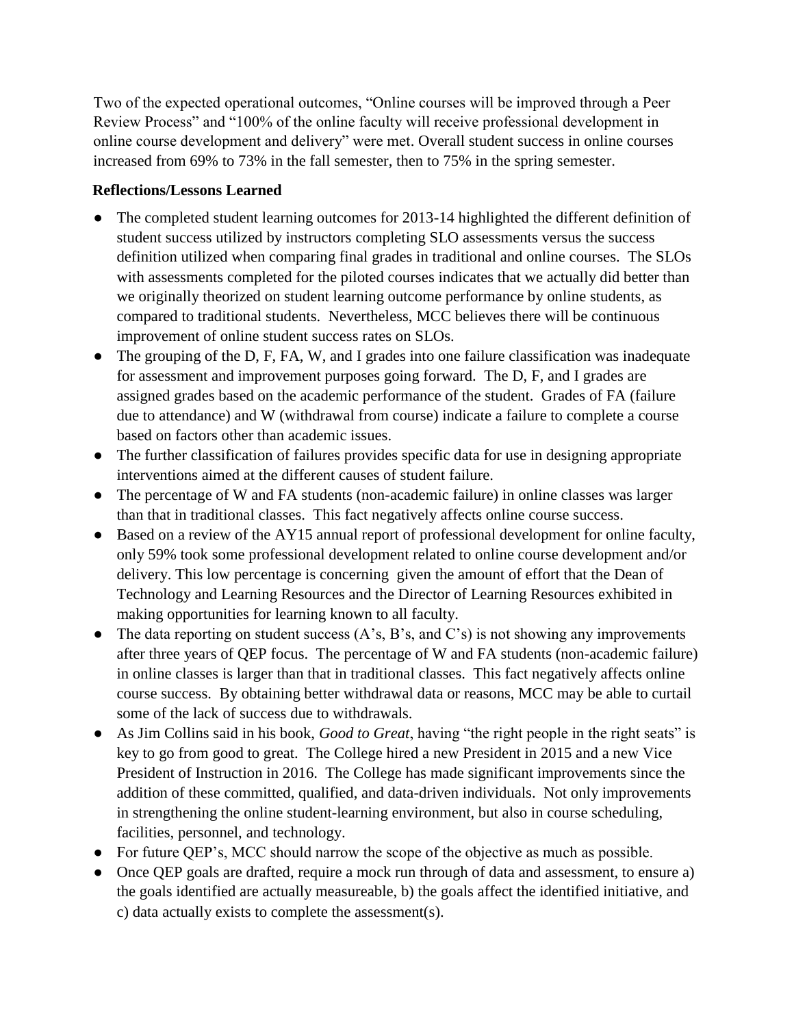Two of the expected operational outcomes, “Online courses will be improved through a Peer Review Process” and “100% of the online faculty will receive professional development in online course development and delivery” were met. Overall student success in online courses increased from 69% to 73% in the fall semester, then to 75% in the spring semester.

**Reflections/Lessons Learned**

- The completed student learning outcomes for 2013-14 highlighted the different definition of student success utilized by instructors completing SLO assessments versus the success definition utilized when comparing final grades in traditional and online courses. The SLOs with assessments completed for the piloted courses indicates that we actually did better than we originally theorized on student learning outcome performance by online students, as compared to traditional students. Nevertheless, MCC believes there will be continuous improvement of online student success rates on SLOs.
- The grouping of the D, F, FA, W, and I grades into one failure classification was inadequate for assessment and improvement purposes going forward. The D, F, and I grades are assigned grades based on the academic performance of the student. Grades of FA (failure due to attendance) and W (withdrawal from course) indicate a failure to complete a course based on factors other than academic issues.
- The further classification of failures provides specific data for use in designing appropriate interventions aimed at the different causes of student failure.
- The percentage of W and FA students (non-academic failure) in online classes was larger than that in traditional classes. This fact negatively affects online course success.
- Based on a review of the AY15 annual report of professional development for online faculty, only 59% took some professional development related to online course development and/or delivery. This low percentage is concerning given the amount of effort that the Dean of Technology and Learning Resources and the Director of Learning Resources exhibited in making opportunities for learning known to all faculty.
- The data reporting on student success (A’s, B’s, and C’s) is not showing any improvements after three years of QEP focus. The percentage of W and FA students (non-academic failure) in online classes is larger than that in traditional classes. This fact negatively affects online course success. By obtaining better withdrawal data or reasons, MCC may be able to curtail some of the lack of success due to withdrawals.
- As Jim Collins said in his book, *Good to Great*, having “the right people in the right seats” is key to go from good to great. The College hired a new President in 2015 and a new Vice President of Instruction in 2016. The College has made significant improvements since the addition of these committed, qualified, and data-driven individuals. Not only improvements in strengthening the online student-learning environment, but also in course scheduling, facilities, personnel, and technology.
- For future QEP’s, MCC should narrow the scope of the objective as much as possible.
- Once QEP goals are drafted, require a mock run through of data and assessment, to ensure a) the goals identified are actually measureable, b) the goals affect the identified initiative, and c) data actually exists to complete the assessment(s).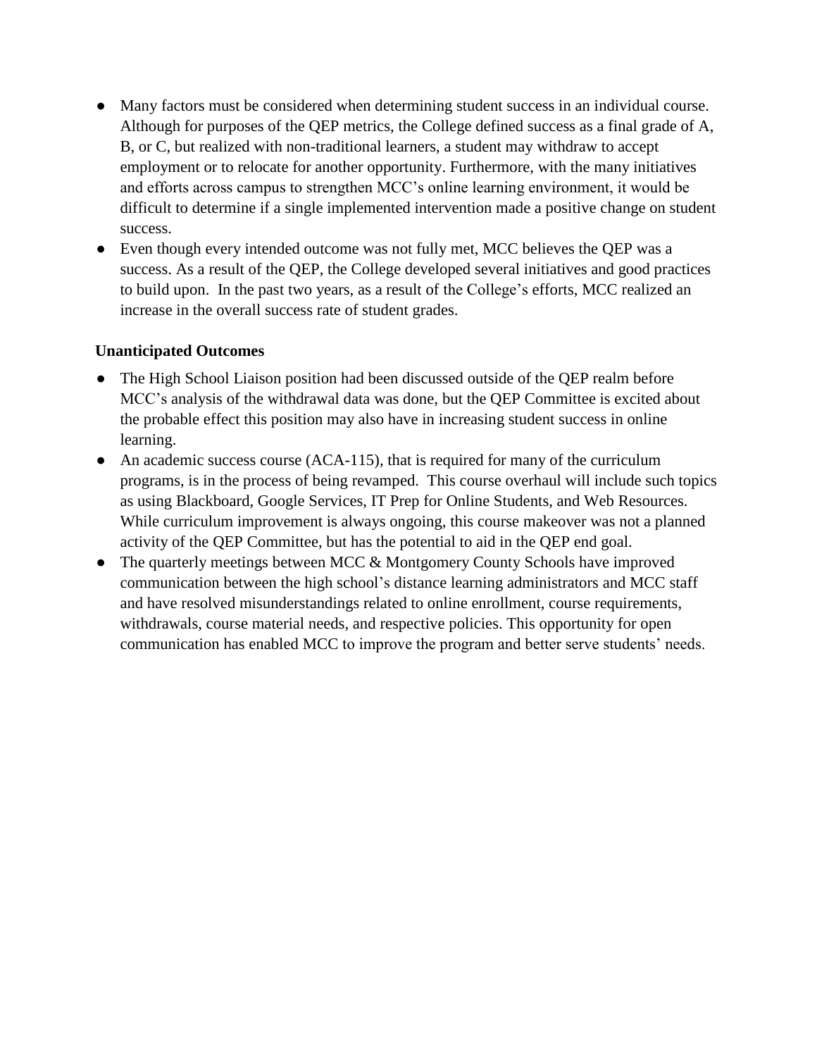- Many factors must be considered when determining student success in an individual course. Although for purposes of the QEP metrics, the College defined success as a final grade of A, B, or C, but realized with non-traditional learners, a student may withdraw to accept employment or to relocate for another opportunity. Furthermore, with the many initiatives and efforts across campus to strengthen MCC's online learning environment, it would be difficult to determine if a single implemented intervention made a positive change on student success.
- Even though every intended outcome was not fully met, MCC believes the QEP was a success. As a result of the QEP, the College developed several initiatives and good practices to build upon. In the past two years, as a result of the College's efforts, MCC realized an increase in the overall success rate of student grades.

**Unanticipated Outcomes**

- The High School Liaison position had been discussed outside of the QEP realm before MCC's analysis of the withdrawal data was done, but the QEP Committee is excited about the probable effect this position may also have in increasing student success in online learning.
- An academic success course (ACA-115), that is required for many of the curriculum programs, is in the process of being revamped. This course overhaul will include such topics as using Blackboard, Google Services, IT Prep for Online Students, and Web Resources. While curriculum improvement is always ongoing, this course makeover was not a planned activity of the QEP Committee, but has the potential to aid in the QEP end goal.
- The quarterly meetings between MCC & Montgomery County Schools have improved communication between the high school's distance learning administrators and MCC staff and have resolved misunderstandings related to online enrollment, course requirements, withdrawals, course material needs, and respective policies. This opportunity for open communication has enabled MCC to improve the program and better serve students' needs.